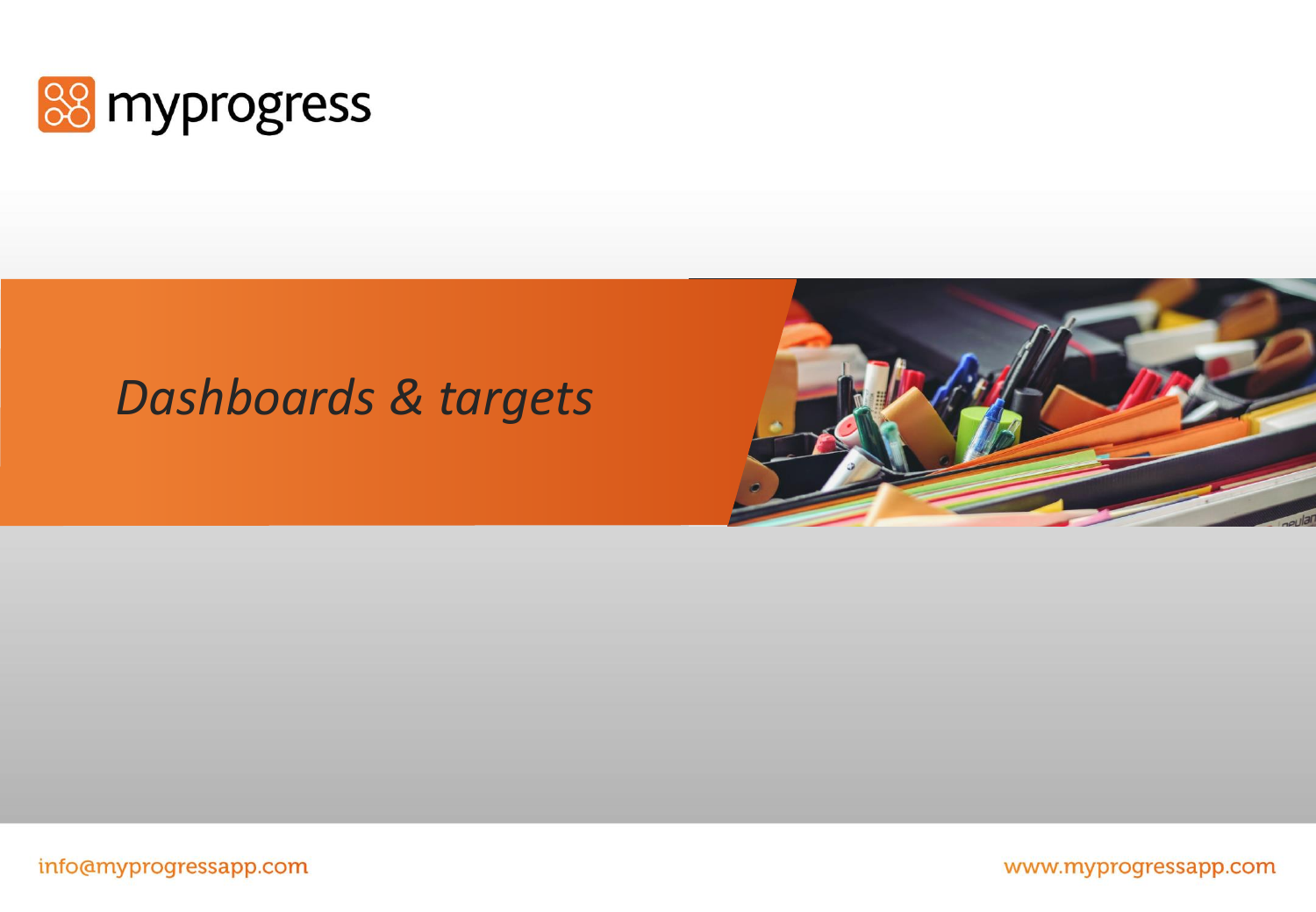myprogress

# *Dashboards & targets*

info@myprogressapp.com

www.myprogressapp.com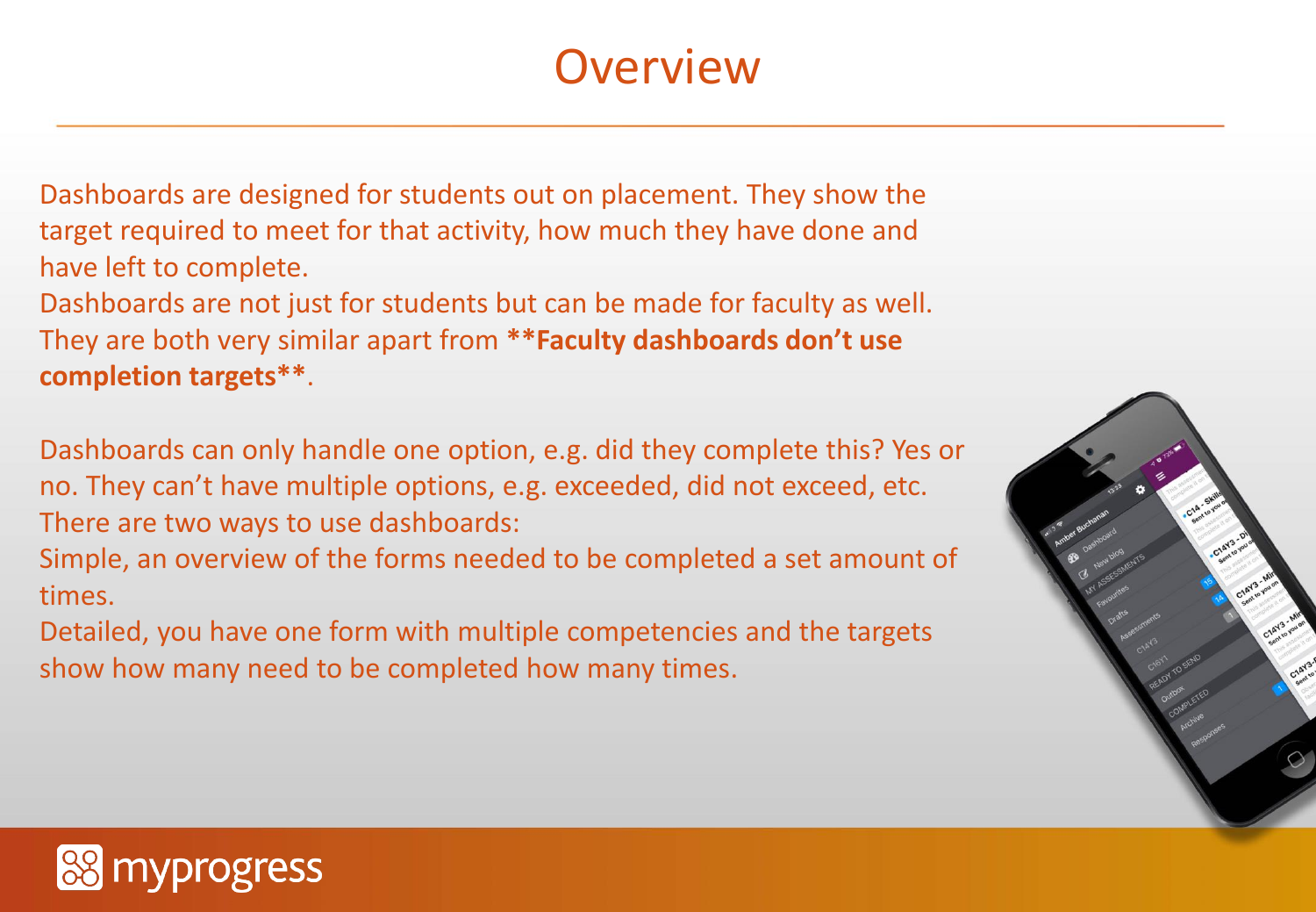# Overview

Dashboards are designed for students out on placement. They show the target required to meet for that activity, how much they have done and have left to complete.
Dashboards are not just for students but can be made for faculty as well. They are both very similar apart from **\*\*Faculty dashboards don't use completion targets\*\***.

Dashboards can only handle one option, e.g. did they complete this? Yes or no. They can't have multiple options, e.g. exceeded, did not exceed, etc.
There are two ways to use dashboards:
Simple, an overview of the forms needed to be completed a set amount of times.
Detailed, you have one form with multiple competencies and the targets show how many need to be completed how many times.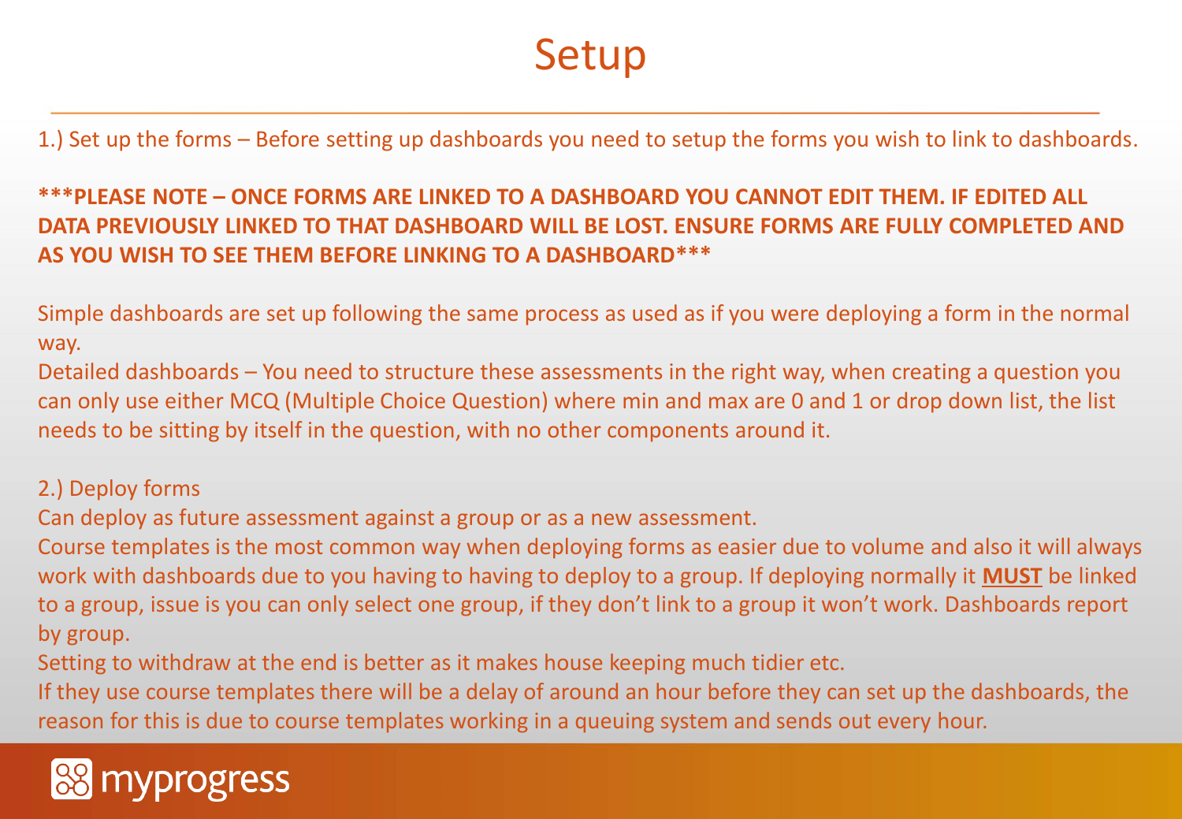# Setup

1.) Set up the forms – Before setting up dashboards you need to setup the forms you wish to link to dashboards.

**\*\*\*PLEASE NOTE – ONCE FORMS ARE LINKED TO A DASHBOARD YOU CANNOT EDIT THEM. IF EDITED ALL DATA PREVIOUSLY LINKED TO THAT DASHBOARD WILL BE LOST. ENSURE FORMS ARE FULLY COMPLETED AND AS YOU WISH TO SEE THEM BEFORE LINKING TO A DASHBOARD\*\*\***

Simple dashboards are set up following the same process as used as if you were deploying a form in the normal way.

Detailed dashboards – You need to structure these assessments in the right way, when creating a question you can only use either MCQ (Multiple Choice Question) where min and max are 0 and 1 or drop down list, the list needs to be sitting by itself in the question, with no other components around it.

2.) Deploy forms

Can deploy as future assessment against a group or as a new assessment.

Course templates is the most common way when deploying forms as easier due to volume and also it will always work with dashboards due to you having to having to deploy to a group. If deploying normally it **<u>MUST</u>** be linked to a group, issue is you can only select one group, if they don't link to a group it won't work. Dashboards report by group.

Setting to withdraw at the end is better as it makes house keeping much tidier etc.

If they use course templates there will be a delay of around an hour before they can set up the dashboards, the reason for this is due to course templates working in a queuing system and sends out every hour.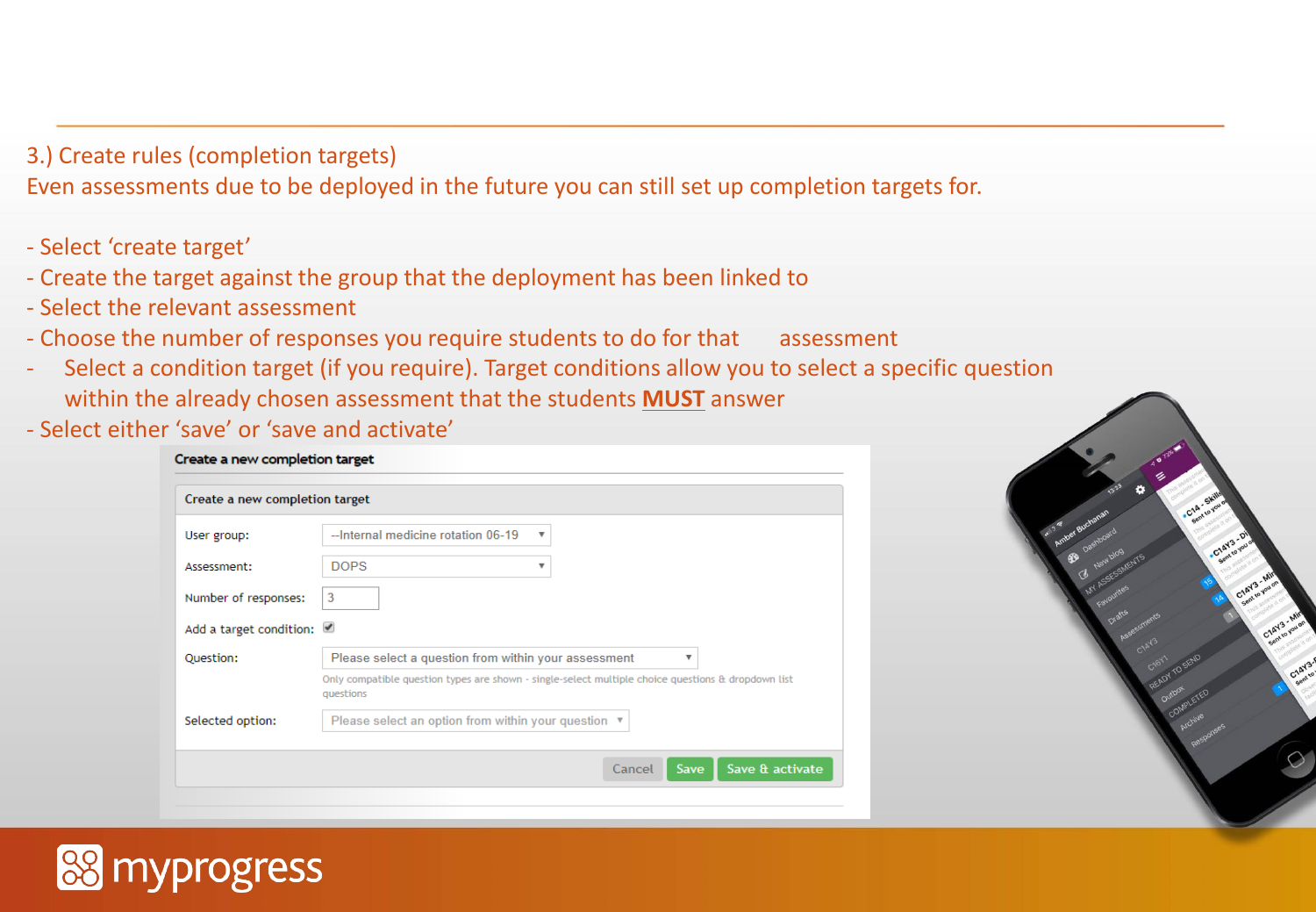3.) Create rules (completion targets)

Even assessments due to be deployed in the future you can still set up completion targets for.

- Select ‘create target’
- Create the target against the group that the deployment has been linked to
- Select the relevant assessment
- Choose the number of responses you require students to do for that assessment
- Select a condition target (if you require). Target conditions allow you to select a specific question within the already chosen assessment that the students **MUST** answer
- Select either ‘save’ or ‘save and activate’

**Create a new completion target**

Create a new completion target

| | |
|---|---|
| User group: | --Internal medicine rotation 06-19 |
| Assessment: | DOPS |
| Number of responses: | 3 |
| Add a target condition: | ☑ |
| Question: | Please select a question from within your assessment<br>Only compatible question types are shown - single-select multiple choice questions & dropdown list questions |
| Selected option: | Please select an option from within your question |

Cancel | Save | Save & activate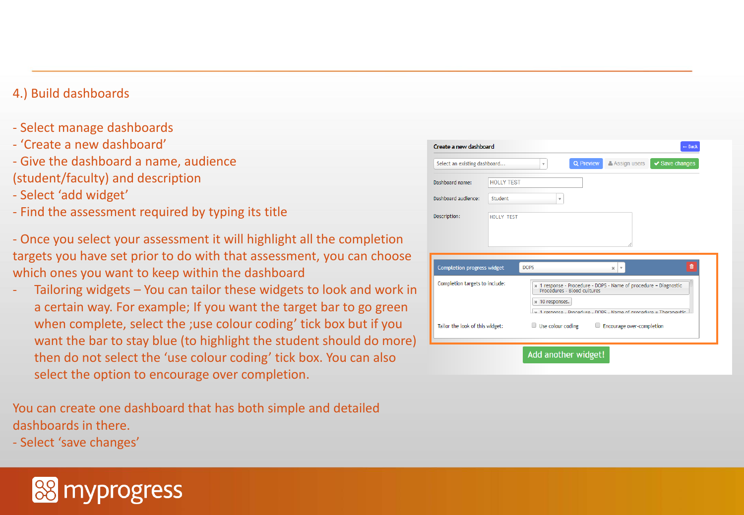4.) Build dashboards

- Select manage dashboards
- 'Create a new dashboard'
- Give the dashboard a name, audience (student/faculty) and description
- Select 'add widget'
- Find the assessment required by typing its title

- Once you select your assessment it will highlight all the completion targets you have set prior to do with that assessment, you can choose which ones you want to keep within the dashboard
- Tailoring widgets – You can tailor these widgets to look and work in a certain way. For example; If you want the target bar to go green when complete, select the ;use colour coding' tick box but if you want the bar to stay blue (to highlight the student should do more) then do not select the 'use colour coding' tick box. You can also select the option to encourage over completion.

You can create one dashboard that has both simple and detailed dashboards in there.

- Select 'save changes'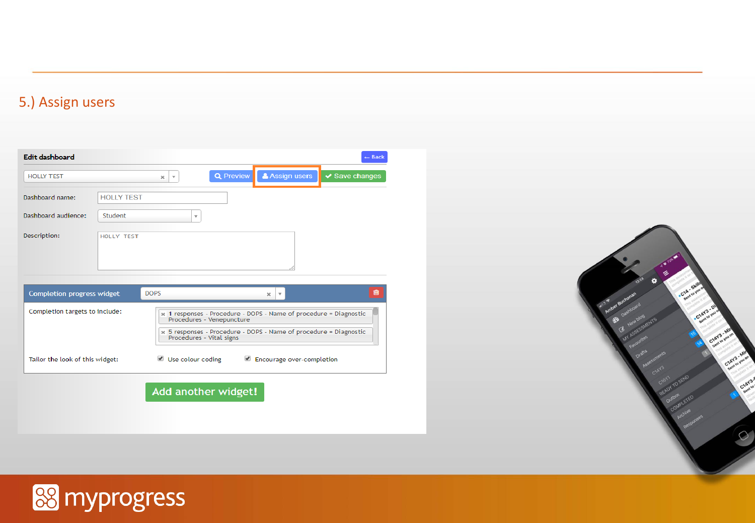## 5.) Assign users

**Edit dashboard**

← Back

HOLLY TEST

Preview | Assign users | Save changes

Dashboard name: HOLLY TEST

Dashboard audience: Student

Description: HOLLY TEST

**Completion progress widget** DOPS

Completion targets to include:

- 1 responses - Procedure - DOPS - Name of procedure = Diagnostic Procedures - Venepuncture
- 5 responses - Procedure - DOPS - Name of procedure = Diagnostic Procedures - Vital signs

Tailor the look of this widget: Use colour coding | Encourage over-completion

Add another widget!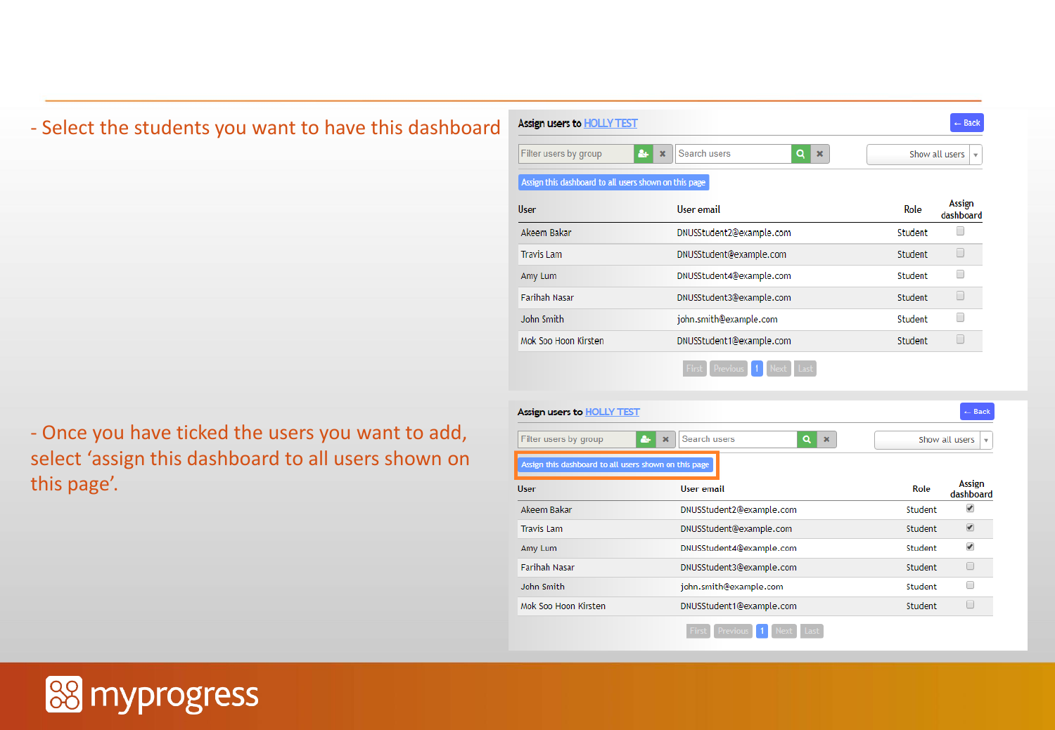- Select the students you want to have this dashboard

**Assign users to HOLLY TEST**

← Back

Filter users by group | Search users | Show all users

Assign this dashboard to all users shown on this page

| User | User email | Role | Assign dashboard |
|---|---|---|---|
| Akeem Bakar | DNUSStudent2@example.com | Student | ☐ |
| Travis Lam | DNUSStudent@example.com | Student | ☐ |
| Amy Lum | DNUSStudent4@example.com | Student | ☐ |
| Farihah Nasar | DNUSStudent3@example.com | Student | ☐ |
| John Smith | john.smith@example.com | Student | ☐ |
| Mok Soo Hoon Kirsten | DNUSStudent1@example.com | Student | ☐ |

First Previous 1 Next Last

- Once you have ticked the users you want to add, select 'assign this dashboard to all users shown on this page'.

**Assign users to HOLLY TEST**

← Back

Filter users by group | Search users | Show all users

Assign this dashboard to all users shown on this page

| User | User email | Role | Assign dashboard |
|---|---|---|---|
| Akeem Bakar | DNUSStudent2@example.com | Student | ☑ |
| Travis Lam | DNUSStudent@example.com | Student | ☑ |
| Amy Lum | DNUSStudent4@example.com | Student | ☑ |
| Farihah Nasar | DNUSStudent3@example.com | Student | ☐ |
| John Smith | john.smith@example.com | Student | ☐ |
| Mok Soo Hoon Kirsten | DNUSStudent1@example.com | Student | ☐ |

First Previous 1 Next Last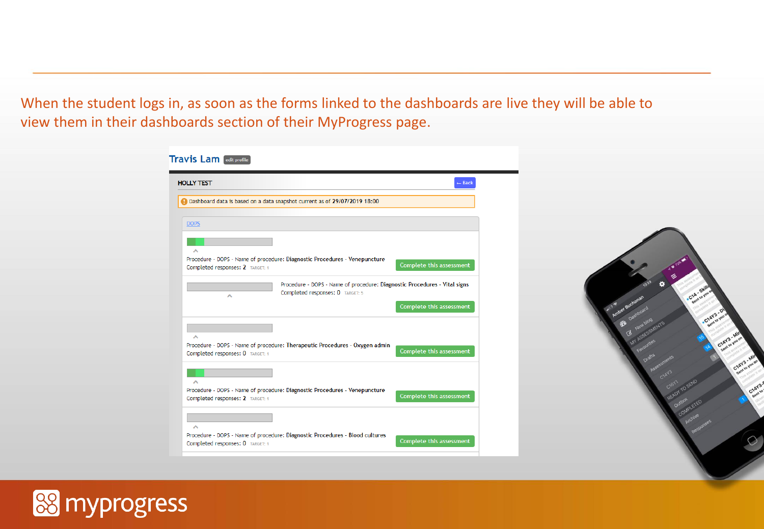When the student logs in, as soon as the forms linked to the dashboards are live they will be able to view them in their dashboards section of their MyProgress page.

Travis Lam edit profile

HOLLY TEST ← Back

Dashboard data is based on a data snapshot current as of 29/07/2019 18:00

DOPS

Procedure - DOPS - Name of procedure: Diagnostic Procedures - Venepuncture
Completed responses: 2 TARGET: 1
Complete this assessment

Procedure - DOPS - Name of procedure: Diagnostic Procedures - Vital signs
Completed responses: 0 TARGET: 5
Complete this assessment

Procedure - DOPS - Name of procedure: Therapeutic Procedures - Oxygen admin
Completed responses: 0 TARGET: 1
Complete this assessment

Procedure - DOPS - Name of procedure: Diagnostic Procedures - Venepuncture
Completed responses: 2 TARGET: 1
Complete this assessment

Procedure - DOPS - Name of procedure: Diagnostic Procedures - Blood cultures
Completed responses: 0 TARGET: 1
Complete this assessment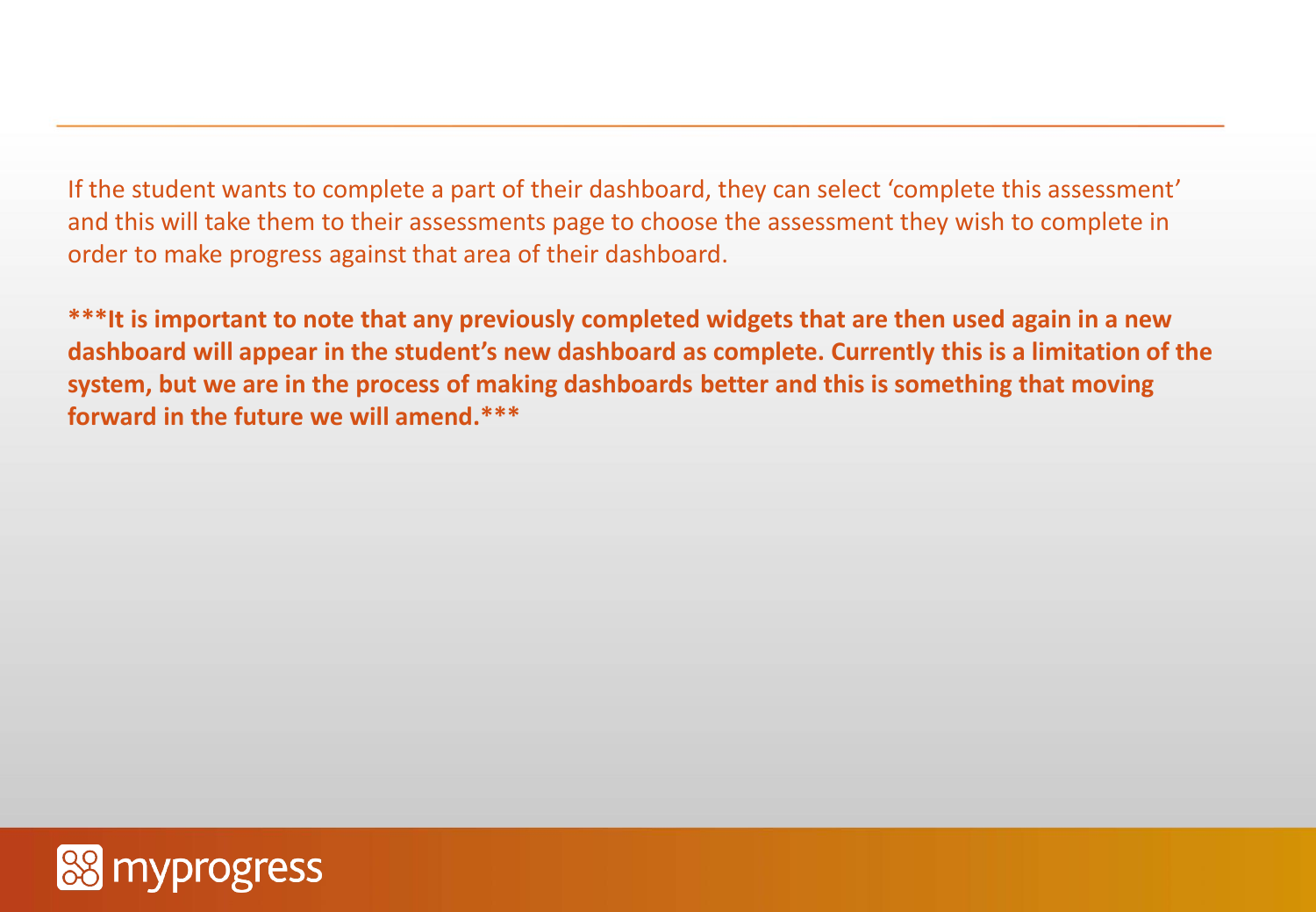If the student wants to complete a part of their dashboard, they can select ‘complete this assessment’ and this will take them to their assessments page to choose the assessment they wish to complete in order to make progress against that area of their dashboard.

**\*\*\*It is important to note that any previously completed widgets that are then used again in a new dashboard will appear in the student’s new dashboard as complete. Currently this is a limitation of the system, but we are in the process of making dashboards better and this is something that moving forward in the future we will amend.\*\*\***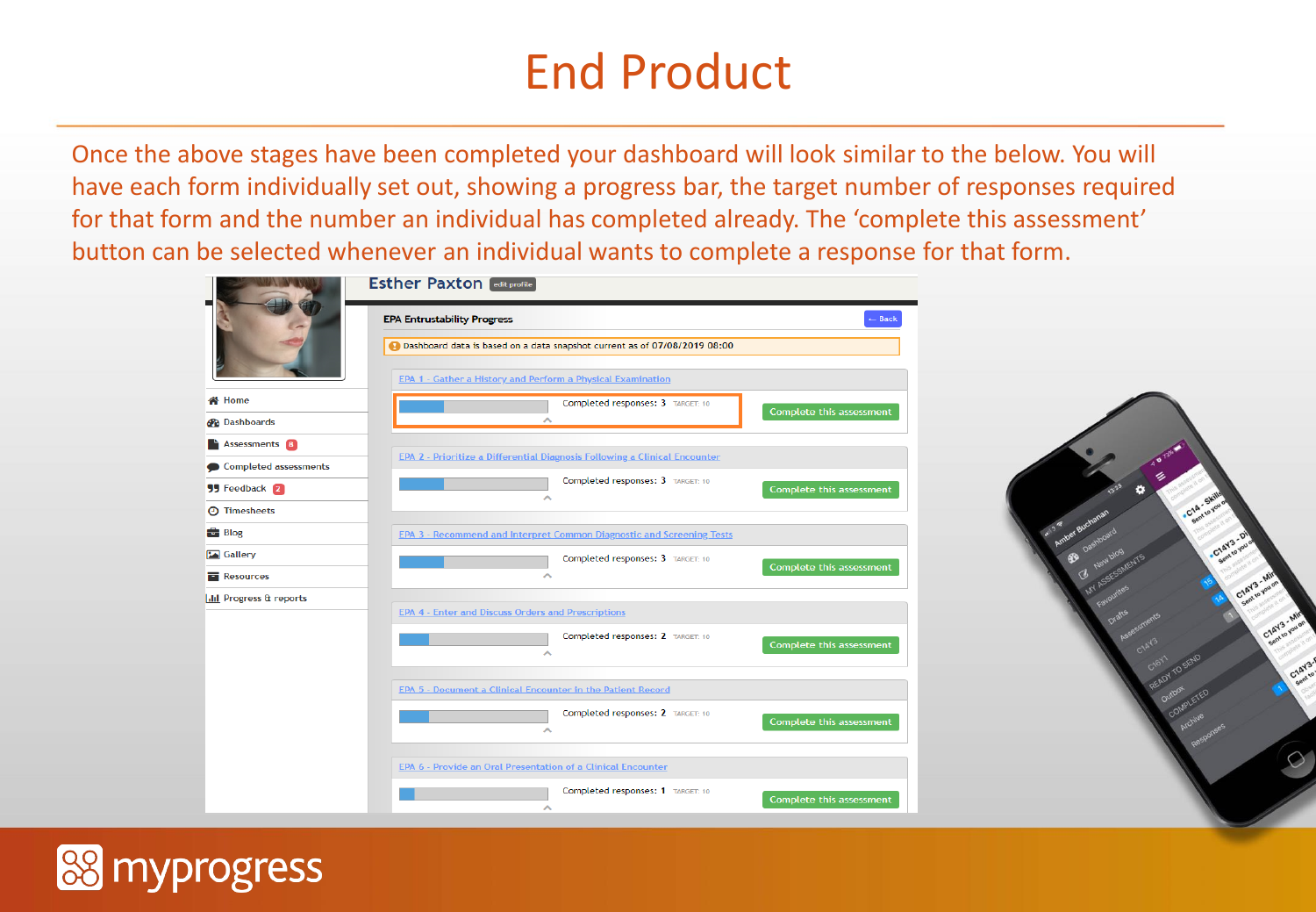# End Product

Once the above stages have been completed your dashboard will look similar to the below. You will have each form individually set out, showing a progress bar, the target number of responses required for that form and the number an individual has completed already. The 'complete this assessment' button can be selected whenever an individual wants to complete a response for that form.

Esther Paxton edit profile

- Home
- Dashboards
- Assessments 8
- Completed assessments
- Feedback 2
- Timesheets
- Blog
- Gallery
- Resources
- Progress & reports

**EPA Entrustability Progress** ← Back

Dashboard data is based on a data snapshot current as of 07/08/2019 08:00

| Form | Completed responses | Target | |
|---|---|---|---|
| EPA 1 - Gather a History and Perform a Physical Examination | 3 | 10 | Complete this assessment |
| EPA 2 - Prioritize a Differential Diagnosis Following a Clinical Encounter | 3 | 10 | Complete this assessment |
| EPA 3 - Recommend and Interpret Common Diagnostic and Screening Tests | 3 | 10 | Complete this assessment |
| EPA 4 - Enter and Discuss Orders and Prescriptions | 2 | 10 | Complete this assessment |
| EPA 5 - Document a Clinical Encounter in the Patient Record | 2 | 10 | Complete this assessment |
| EPA 6 - Provide an Oral Presentation of a Clinical Encounter | 1 | 10 | Complete this assessment |

myprogress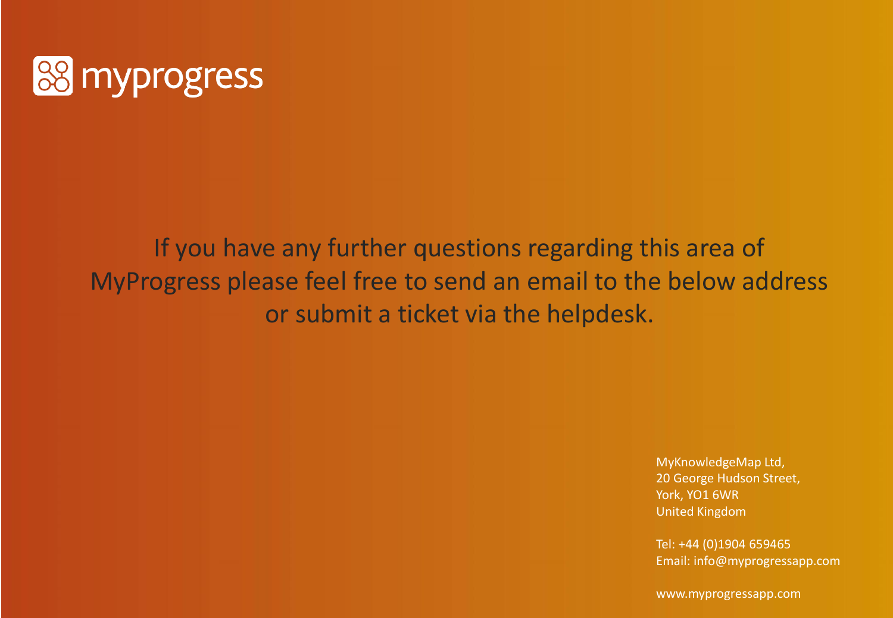myprogress

If you have any further questions regarding this area of MyProgress please feel free to send an email to the below address or submit a ticket via the helpdesk.

MyKnowledgeMap Ltd,
20 George Hudson Street,
York, YO1 6WR
United Kingdom

Tel: +44 (0)1904 659465
Email: info@myprogressapp.com

www.myprogressapp.com